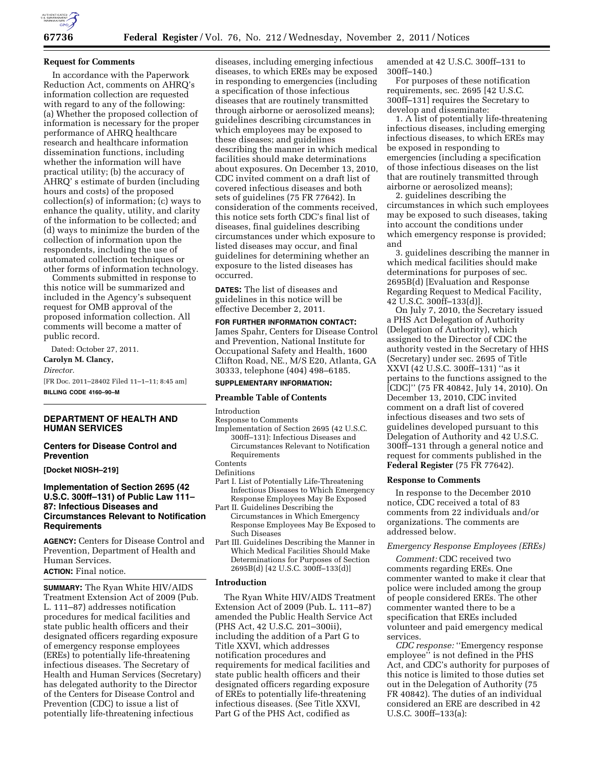## Request for Comments

In accordance with the Paperwork Reduction Act, comments on AHRQ's information collection are requested with regard to any of the following: (a) Whether the proposed collection of information is necessary for the proper performance of AHRQ healthcare research and healthcare information dissemination functions, including whether the information will have practical utility; (b) the accuracy of AHRQ' s estimate of burden (including hours and costs) of the proposed collection(s) of information; (c) ways to enhance the quality, utility, and clarity of the information to be collected; and (d) ways to minimize the burden of the collection of information upon the respondents, including the use of automated collection techniques or other forms of information technology.

Comments submitted in response to this notice will be summarized and included in the Agency's subsequent request for OMB approval of the proposed information collection. All comments will become a matter of public record.

Dated: October 27, 2011.

**Carolyn M. Clancy,**

*Director.*

[FR Doc. 2011–28402 Filed 11–1–11; 8:45 am]

**BILLING CODE 4160–90–M**

---

## DEPARTMENT OF HEALTH AND HUMAN SERVICES

### Centers for Disease Control and Prevention

**[Docket NIOSH–219]**

### Implementation of Section 2695 (42 U.S.C. 300ff–131) of Public Law 111–87: Infectious Diseases and Circumstances Relevant to Notification Requirements

**AGENCY:** Centers for Disease Control and Prevention, Department of Health and Human Services.

**ACTION:** Final notice.

**SUMMARY:** The Ryan White HIV/AIDS Treatment Extension Act of 2009 (Pub. L. 111–87) addresses notification procedures for medical facilities and state public health officers and their designated officers regarding exposure of emergency response employees (EREs) to potentially life-threatening infectious diseases. The Secretary of Health and Human Services (Secretary) has delegated authority to the Director of the Centers for Disease Control and Prevention (CDC) to issue a list of potentially life-threatening infectious diseases, including emerging infectious diseases, to which EREs may be exposed in responding to emergencies (including a specification of those infectious diseases that are routinely transmitted through airborne or aerosolized means); guidelines describing circumstances in which employees may be exposed to these diseases; and guidelines describing the manner in which medical facilities should make determinations about exposures. On December 13, 2010, CDC invited comment on a draft list of covered infectious diseases and both sets of guidelines (75 FR 77642). In consideration of the comments received, this notice sets forth CDC's final list of diseases, final guidelines describing circumstances under which exposure to listed diseases may occur, and final guidelines for determining whether an exposure to the listed diseases has occurred.

**DATES:** The list of diseases and guidelines in this notice will be effective December 2, 2011.

**FOR FURTHER INFORMATION CONTACT:** James Spahr, Centers for Disease Control and Prevention, National Institute for Occupational Safety and Health, 1600 Clifton Road, NE., M/S E20, Atlanta, GA 30333, telephone (404) 498–6185.

**SUPPLEMENTARY INFORMATION:**

### Preamble Table of Contents

Introduction
Response to Comments
Implementation of Section 2695 (42 U.S.C. 300ff–131): Infectious Diseases and Circumstances Relevant to Notification Requirements
Contents
Definitions
Part I. List of Potentially Life-Threatening Infectious Diseases to Which Emergency Response Employees May Be Exposed
Part II. Guidelines Describing the Circumstances in Which Emergency Response Employees May Be Exposed to Such Diseases
Part III. Guidelines Describing the Manner in Which Medical Facilities Should Make Determinations for Purposes of Section 2695B(d) [42 U.S.C. 300ff–133(d)]

### Introduction

The Ryan White HIV/AIDS Treatment Extension Act of 2009 (Pub. L. 111–87) amended the Public Health Service Act (PHS Act, 42 U.S.C. 201–300ii), including the addition of a Part G to Title XXVI, which addresses notification procedures and requirements for medical facilities and state public health officers and their designated officers regarding exposure of EREs to potentially life-threatening infectious diseases. (See Title XXVI, Part G of the PHS Act, codified as amended at 42 U.S.C. 300ff–131 to 300ff–140.)

For purposes of these notification requirements, sec. 2695 [42 U.S.C. 300ff–131] requires the Secretary to develop and disseminate:

1. A list of potentially life-threatening infectious diseases, including emerging infectious diseases, to which EREs may be exposed in responding to emergencies (including a specification of those infectious diseases on the list that are routinely transmitted through airborne or aerosolized means);

2. guidelines describing the circumstances in which such employees may be exposed to such diseases, taking into account the conditions under which emergency response is provided; and

3. guidelines describing the manner in which medical facilities should make determinations for purposes of sec. 2695B(d) [Evaluation and Response Regarding Request to Medical Facility, 42 U.S.C. 300ff–133(d)].

On July 7, 2010, the Secretary issued a PHS Act Delegation of Authority (Delegation of Authority), which assigned to the Director of CDC the authority vested in the Secretary of HHS (Secretary) under sec. 2695 of Title XXVI (42 U.S.C. 300ff–131) ''as it pertains to the functions assigned to the [CDC]'' (75 FR 40842, July 14, 2010). On December 13, 2010, CDC invited comment on a draft list of covered infectious diseases and two sets of guidelines developed pursuant to this Delegation of Authority and 42 U.S.C. 300ff–131 through a general notice and request for comments published in the **Federal Register** (75 FR 77642).

### Response to Comments

In response to the December 2010 notice, CDC received a total of 83 comments from 22 individuals and/or organizations. The comments are addressed below.

#### *Emergency Response Employees (EREs)*

*Comment:* CDC received two comments regarding EREs. One commenter wanted to make it clear that police were included among the group of people considered EREs. The other commenter wanted there to be a specification that EREs included volunteer and paid emergency medical services.

*CDC response:* ''Emergency response employee'' is not defined in the PHS Act, and CDC's authority for purposes of this notice is limited to those duties set out in the Delegation of Authority (75 FR 40842). The duties of an individual considered an ERE are described in 42 U.S.C. 300ff–133(a):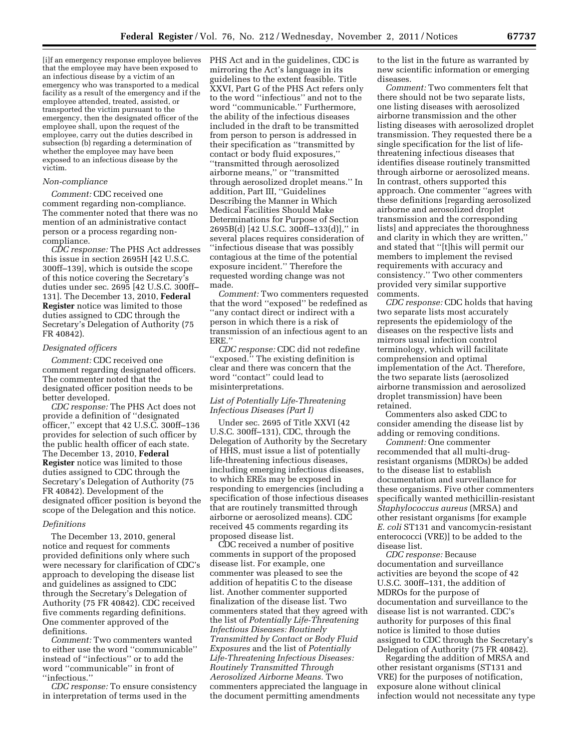[i]f an emergency response employee believes that the employee may have been exposed to an infectious disease by a victim of an emergency who was transported to a medical facility as a result of the emergency and if the employee attended, treated, assisted, or transported the victim pursuant to the emergency, then the designated officer of the employee shall, upon the request of the employee, carry out the duties described in subsection (b) regarding a determination of whether the employee may have been exposed to an infectious disease by the victim.

### *Non-compliance*

*Comment:* CDC received one comment regarding non-compliance. The commenter noted that there was no mention of an administrative contact person or a process regarding non-compliance.

*CDC response:* The PHS Act addresses this issue in section 2695H [42 U.S.C. 300ff–139], which is outside the scope of this notice covering the Secretary's duties under sec. 2695 [42 U.S.C. 300ff–131]. The December 13, 2010, **Federal Register** notice was limited to those duties assigned to CDC through the Secretary's Delegation of Authority (75 FR 40842).

### *Designated officers*

*Comment:* CDC received one comment regarding designated officers. The commenter noted that the designated officer position needs to be better developed.

*CDC response:* The PHS Act does not provide a definition of ''designated officer,'' except that 42 U.S.C. 300ff–136 provides for selection of such officer by the public health officer of each state. The December 13, 2010, **Federal Register** notice was limited to those duties assigned to CDC through the Secretary's Delegation of Authority (75 FR 40842). Development of the designated officer position is beyond the scope of the Delegation and this notice.

### *Definitions*

The December 13, 2010, general notice and request for comments provided definitions only where such were necessary for clarification of CDC's approach to developing the disease list and guidelines as assigned to CDC through the Secretary's Delegation of Authority (75 FR 40842). CDC received five comments regarding definitions. One commenter approved of the definitions.

*Comment:* Two commenters wanted to either use the word ''communicable'' instead of ''infectious'' or to add the word ''communicable'' in front of ''infectious.''

*CDC response:* To ensure consistency in interpretation of terms used in the PHS Act and in the guidelines, CDC is mirroring the Act's language in its guidelines to the extent feasible. Title XXVI, Part G of the PHS Act refers only to the word ''infectious'' and not to the word ''communicable.'' Furthermore, the ability of the infectious diseases included in the draft to be transmitted from person to person is addressed in their specification as ''transmitted by contact or body fluid exposures,'' ''transmitted through aerosolized airborne means,'' or ''transmitted through aerosolized droplet means.'' In addition, Part III, ''Guidelines Describing the Manner in Which Medical Facilities Should Make Determinations for Purpose of Section 2695B(d) [42 U.S.C. 300ff–133(d)],'' in several places requires consideration of ''infectious disease that was possibly contagious at the time of the potential exposure incident.'' Therefore the requested wording change was not made.

*Comment:* Two commenters requested that the word ''exposed'' be redefined as ''any contact direct or indirect with a person in which there is a risk of transmission of an infectious agent to an ERE.''

*CDC response:* CDC did not redefine ''exposed.'' The existing definition is clear and there was concern that the word ''contact'' could lead to misinterpretations.

### *List of Potentially Life-Threatening Infectious Diseases (Part I)*

Under sec. 2695 of Title XXVI (42 U.S.C. 300ff–131), CDC, through the Delegation of Authority by the Secretary of HHS, must issue a list of potentially life-threatening infectious diseases, including emerging infectious diseases, to which EREs may be exposed in responding to emergencies (including a specification of those infectious diseases that are routinely transmitted through airborne or aerosolized means). CDC received 45 comments regarding its proposed disease list.

CDC received a number of positive comments in support of the proposed disease list. For example, one commenter was pleased to see the addition of hepatitis C to the disease list. Another commenter supported finalization of the disease list. Two commenters stated that they agreed with the list of *Potentially Life-Threatening Infectious Diseases: Routinely Transmitted by Contact or Body Fluid Exposures* and the list of *Potentially Life-Threatening Infectious Diseases: Routinely Transmitted Through Aerosolized Airborne Means.* Two commenters appreciated the language in the document permitting amendments to the list in the future as warranted by new scientific information or emerging diseases.

*Comment:* Two commenters felt that there should not be two separate lists, one listing diseases with aerosolized airborne transmission and the other listing diseases with aerosolized droplet transmission. They requested there be a single specification for the list of life-threatening infectious diseases that identifies disease routinely transmitted through airborne or aerosolized means. In contrast, others supported this approach. One commenter ''agrees with these definitions [regarding aerosolized airborne and aerosolized droplet transmission and the corresponding lists] and appreciates the thoroughness and clarity in which they are written,'' and stated that ''[t]his will permit our members to implement the revised requirements with accuracy and consistency.'' Two other commenters provided very similar supportive comments.

*CDC response:* CDC holds that having two separate lists most accurately represents the epidemiology of the diseases on the respective lists and mirrors usual infection control terminology, which will facilitate comprehension and optimal implementation of the Act. Therefore, the two separate lists (aerosolized airborne transmission and aerosolized droplet transmission) have been retained.

Commenters also asked CDC to consider amending the disease list by adding or removing conditions.

*Comment:* One commenter recommended that all multi-drug-resistant organisms (MDROs) be added to the disease list to establish documentation and surveillance for these organisms. Five other commenters specifically wanted methicillin-resistant *Staphylococcus aureus* (MRSA) and other resistant organisms [for example *E. coli* ST131 and vancomycin-resistant enterococci (VRE)] to be added to the disease list.

*CDC response:* Because documentation and surveillance activities are beyond the scope of 42 U.S.C. 300ff–131, the addition of MDROs for the purpose of documentation and surveillance to the disease list is not warranted. CDC's authority for purposes of this final notice is limited to those duties assigned to CDC through the Secretary's Delegation of Authority (75 FR 40842).

Regarding the addition of MRSA and other resistant organisms (ST131 and VRE) for the purposes of notification, exposure alone without clinical infection would not necessitate any type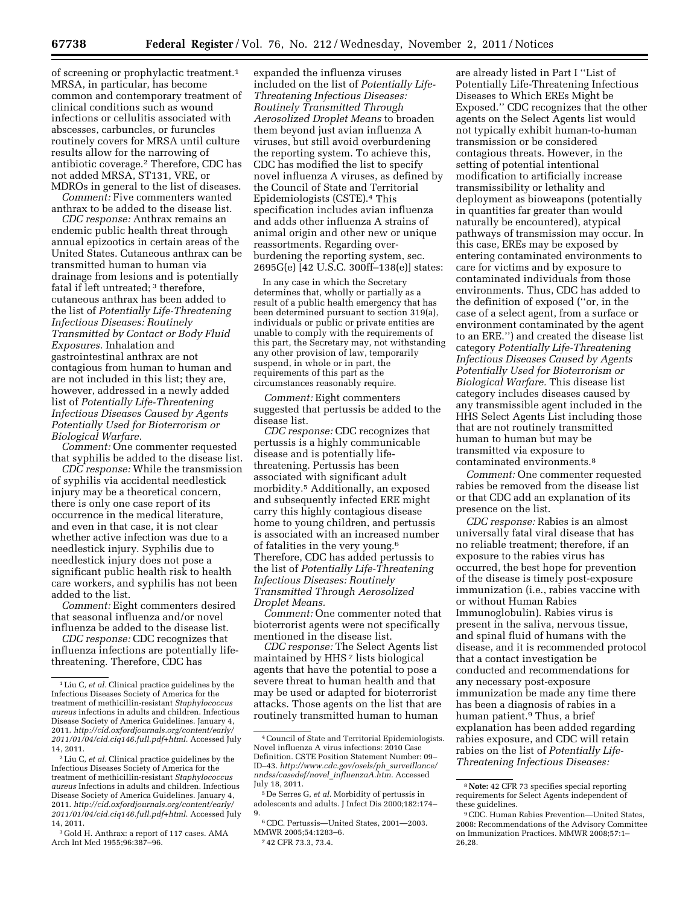of screening or prophylactic treatment.[1] MRSA, in particular, has become common and contemporary treatment of clinical conditions such as wound infections or cellulitis associated with abscesses, carbuncles, or furuncles routinely covers for MRSA until culture results allow for the narrowing of antibiotic coverage.[2] Therefore, CDC has not added MRSA, ST131, VRE, or MDROs in general to the list of diseases.

*Comment:* Five commenters wanted anthrax to be added to the disease list.

*CDC response:* Anthrax remains an endemic public health threat through annual epizootics in certain areas of the United States. Cutaneous anthrax can be transmitted human to human via drainage from lesions and is potentially fatal if left untreated; [3] therefore, cutaneous anthrax has been added to the list of *Potentially Life-Threatening Infectious Diseases: Routinely Transmitted by Contact or Body Fluid Exposures.* Inhalation and gastrointestinal anthrax are not contagious from human to human and are not included in this list; they are, however, addressed in a newly added list of *Potentially Life-Threatening Infectious Diseases Caused by Agents Potentially Used for Bioterrorism or Biological Warfare.*

*Comment:* One commenter requested that syphilis be added to the disease list.

*CDC response:* While the transmission of syphilis via accidental needlestick injury may be a theoretical concern, there is only one case report of its occurrence in the medical literature, and even in that case, it is not clear whether active infection was due to a needlestick injury. Syphilis due to needlestick injury does not pose a significant public health risk to health care workers, and syphilis has not been added to the list.

*Comment:* Eight commenters desired that seasonal influenza and/or novel influenza be added to the disease list.

*CDC response:* CDC recognizes that influenza infections are potentially life-threatening. Therefore, CDC has expanded the influenza viruses included on the list of *Potentially Life-Threatening Infectious Diseases: Routinely Transmitted Through Aerosolized Droplet Means* to broaden them beyond just avian influenza A viruses, but still avoid overburdening the reporting system. To achieve this, CDC has modified the list to specify novel influenza A viruses, as defined by the Council of State and Territorial Epidemiologists (CSTE).[4] This specification includes avian influenza and adds other influenza A strains of animal origin and other new or unique reassortments. Regarding over-burdening the reporting system, sec. 2695G(e) [42 U.S.C. 300ff–138(e)] states:

> In any case in which the Secretary determines that, wholly or partially as a result of a public health emergency that has been determined pursuant to section 319(a), individuals or public or private entities are unable to comply with the requirements of this part, the Secretary may, not withstanding any other provision of law, temporarily suspend, in whole or in part, the requirements of this part as the circumstances reasonably require.

*Comment:* Eight commenters suggested that pertussis be added to the disease list.

*CDC response:* CDC recognizes that pertussis is a highly communicable disease and is potentially life-threatening. Pertussis has been associated with significant adult morbidity.[5] Additionally, an exposed and subsequently infected ERE might carry this highly contagious disease home to young children, and pertussis is associated with an increased number of fatalities in the very young.[6] Therefore, CDC has added pertussis to the list of *Potentially Life-Threatening Infectious Diseases: Routinely Transmitted Through Aerosolized Droplet Means.*

*Comment:* One commenter noted that bioterrorist agents were not specifically mentioned in the disease list.

*CDC response:* The Select Agents list maintained by HHS [7] lists biological agents that have the potential to pose a severe threat to human health and that may be used or adapted for bioterrorist attacks. Those agents on the list that are routinely transmitted human to human are already listed in Part I ''List of Potentially Life-Threatening Infectious Diseases to Which EREs Might be Exposed.'' CDC recognizes that the other agents on the Select Agents list would not typically exhibit human-to-human transmission or be considered contagious threats. However, in the setting of potential intentional modification to artificially increase transmissibility or lethality and deployment as bioweapons (potentially in quantities far greater than would naturally be encountered), atypical pathways of transmission may occur. In this case, EREs may be exposed by entering contaminated environments to care for victims and by exposure to contaminated individuals from those environments. Thus, CDC has added to the definition of exposed (''or, in the case of a select agent, from a surface or environment contaminated by the agent to an ERE.'') and created the disease list category *Potentially Life-Threatening Infectious Diseases Caused by Agents Potentially Used for Bioterrorism or Biological Warfare.* This disease list category includes diseases caused by any transmissible agent included in the HHS Select Agents List including those that are not routinely transmitted human to human but may be transmitted via exposure to contaminated environments.[8]

*Comment:* One commenter requested rabies be removed from the disease list or that CDC add an explanation of its presence on the list.

*CDC response:* Rabies is an almost universally fatal viral disease that has no reliable treatment; therefore, if an exposure to the rabies virus has occurred, the best hope for prevention of the disease is timely post-exposure immunization (i.e., rabies vaccine with or without Human Rabies Immunoglobulin). Rabies virus is present in the saliva, nervous tissue, and spinal fluid of humans with the disease, and it is recommended protocol that a contact investigation be conducted and recommendations for any necessary post-exposure immunization be made any time there has been a diagnosis of rabies in a human patient.[9] Thus, a brief explanation has been added regarding rabies exposure, and CDC will retain rabies on the list of *Potentially Life-Threatening Infectious Diseases:*

---

[1] Liu C, *et al.* Clinical practice guidelines by the Infectious Diseases Society of America for the treatment of methicillin-resistant *Staphylococcus aureus* infections in adults and children. Infectious Disease Society of America Guidelines. January 4, 2011. *http://cid.oxfordjournals.org/content/early/2011/01/04/cid.ciq146.full.pdf+html.* Accessed July 14, 2011.

[2] Liu C, *et al.* Clinical practice guidelines by the Infectious Diseases Society of America for the treatment of methicillin-resistant *Staphylococcus aureus* Infections in adults and children. Infectious Disease Society of America Guidelines. January 4, 2011. *http://cid.oxfordjournals.org/content/early/2011/01/04/cid.ciq146.full.pdf+html.* Accessed July 14, 2011.

[3] Gold H. Anthrax: a report of 117 cases. AMA Arch Int Med 1955;96:387–96.

[4] Council of State and Territorial Epidemiologists. Novel influenza A virus infections: 2010 Case Definition. CSTE Position Statement Number: 09–ID–43. *http://www.cdc.gov/osels/ph_surveillance/nndss/casedef/novel_influenzaA.htm.* Accessed July 18, 2011.

[5] De Serres G, *et al.* Morbidity of pertussis in adolescents and adults. J Infect Dis 2000;182:174–9.

[6] CDC. Pertussis—United States, 2001—2003. MMWR 2005;54:1283–6.

[7] 42 CFR 73.3, 73.4.

[8] **Note:** 42 CFR 73 specifies special reporting requirements for Select Agents independent of these guidelines.

[9] CDC. Human Rabies Prevention—United States, 2008: Recommendations of the Advisory Committee on Immunization Practices. MMWR 2008;57:1–26,28.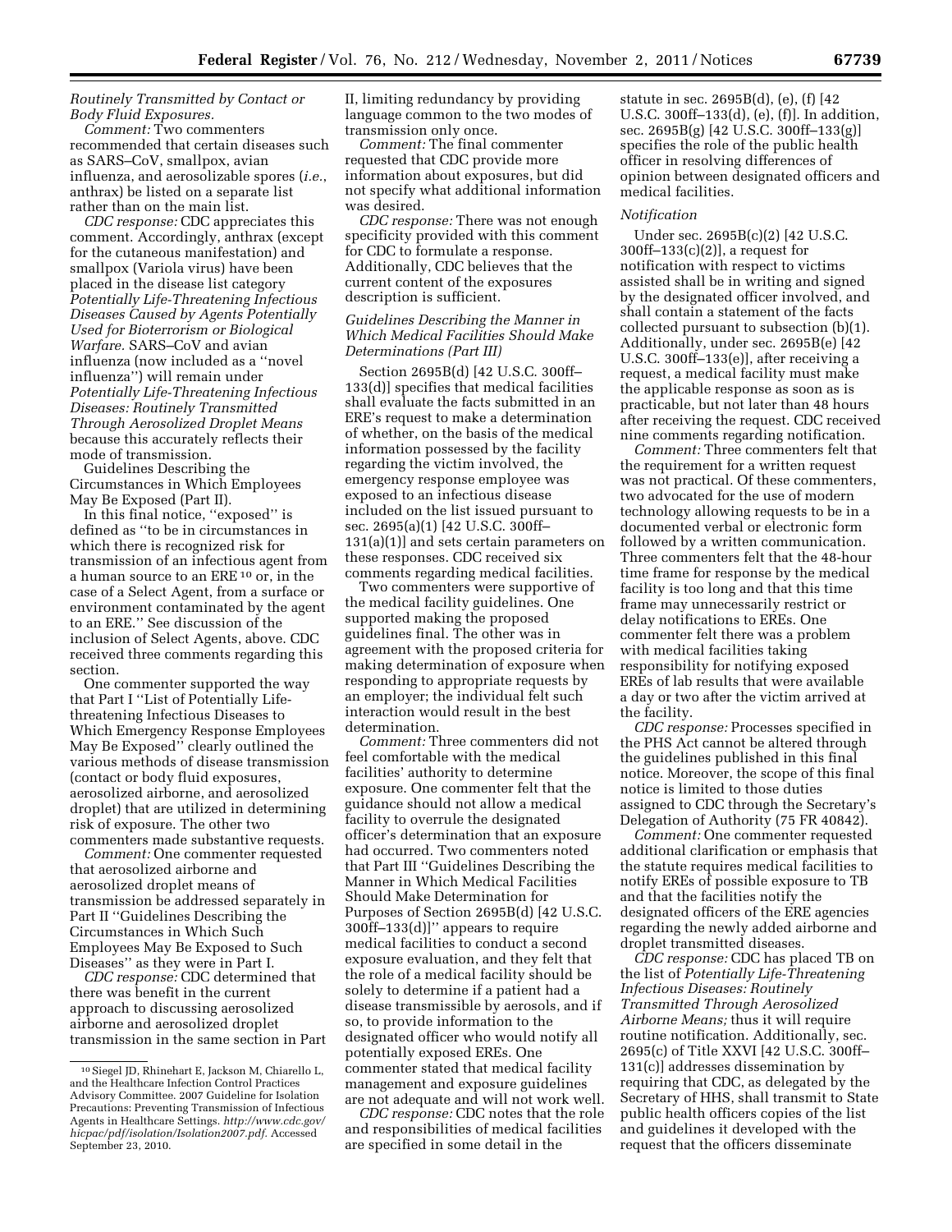*Routinely Transmitted by Contact or Body Fluid Exposures.*

*Comment:* Two commenters recommended that certain diseases such as SARS–CoV, smallpox, avian influenza, and aerosolizable spores (*i.e.*, anthrax) be listed on a separate list rather than on the main list.

*CDC response:* CDC appreciates this comment. Accordingly, anthrax (except for the cutaneous manifestation) and smallpox (Variola virus) have been placed in the disease list category *Potentially Life-Threatening Infectious Diseases Caused by Agents Potentially Used for Bioterrorism or Biological Warfare.* SARS–CoV and avian influenza (now included as a ''novel influenza'') will remain under *Potentially Life-Threatening Infectious Diseases: Routinely Transmitted Through Aerosolized Droplet Means* because this accurately reflects their mode of transmission.

Guidelines Describing the Circumstances in Which Employees May Be Exposed (Part II).

In this final notice, ''exposed'' is defined as ''to be in circumstances in which there is recognized risk for transmission of an infectious agent from a human source to an ERE [10] or, in the case of a Select Agent, from a surface or environment contaminated by the agent to an ERE.'' See discussion of the inclusion of Select Agents, above. CDC received three comments regarding this section.

One commenter supported the way that Part I ''List of Potentially Life-threatening Infectious Diseases to Which Emergency Response Employees May Be Exposed'' clearly outlined the various methods of disease transmission (contact or body fluid exposures, aerosolized airborne, and aerosolized droplet) that are utilized in determining risk of exposure. The other two commenters made substantive requests.

*Comment:* One commenter requested that aerosolized airborne and aerosolized droplet means of transmission be addressed separately in Part II ''Guidelines Describing the Circumstances in Which Such Employees May Be Exposed to Such Diseases'' as they were in Part I.

*CDC response:* CDC determined that there was benefit in the current approach to discussing aerosolized airborne and aerosolized droplet transmission in the same section in Part II, limiting redundancy by providing language common to the two modes of transmission only once.

*Comment:* The final commenter requested that CDC provide more information about exposures, but did not specify what additional information was desired.

*CDC response:* There was not enough specificity provided with this comment for CDC to formulate a response. Additionally, CDC believes that the current content of the exposures description is sufficient.

*Guidelines Describing the Manner in Which Medical Facilities Should Make Determinations (Part III)*

Section 2695B(d) [42 U.S.C. 300ff–133(d)] specifies that medical facilities shall evaluate the facts submitted in an ERE's request to make a determination of whether, on the basis of the medical information possessed by the facility regarding the victim involved, the emergency response employee was exposed to an infectious disease included on the list issued pursuant to sec. 2695(a)(1) [42 U.S.C. 300ff–131(a)(1)] and sets certain parameters on these responses. CDC received six comments regarding medical facilities.

Two commenters were supportive of the medical facility guidelines. One supported making the proposed guidelines final. The other was in agreement with the proposed criteria for making determination of exposure when responding to appropriate requests by an employer; the individual felt such interaction would result in the best determination.

*Comment:* Three commenters did not feel comfortable with the medical facilities' authority to determine exposure. One commenter felt that the guidance should not allow a medical facility to overrule the designated officer's determination that an exposure had occurred. Two commenters noted that Part III ''Guidelines Describing the Manner in Which Medical Facilities Should Make Determination for Purposes of Section 2695B(d) [42 U.S.C. 300ff–133(d)]'' appears to require medical facilities to conduct a second exposure evaluation, and they felt that the role of a medical facility should be solely to determine if a patient had a disease transmissible by aerosols, and if so, to provide information to the designated officer who would notify all potentially exposed EREs. One commenter stated that medical facility management and exposure guidelines are not adequate and will not work well.

*CDC response:* CDC notes that the role and responsibilities of medical facilities are specified in some detail in the statute in sec. 2695B(d), (e), (f) [42 U.S.C. 300ff–133(d), (e), (f)]. In addition, sec. 2695B(g) [42 U.S.C. 300ff–133(g)] specifies the role of the public health officer in resolving differences of opinion between designated officers and medical facilities.

*Notification*

Under sec. 2695B(c)(2) [42 U.S.C. 300ff–133(c)(2)], a request for notification with respect to victims assisted shall be in writing and signed by the designated officer involved, and shall contain a statement of the facts collected pursuant to subsection (b)(1). Additionally, under sec. 2695B(e) [42 U.S.C. 300ff–133(e)], after receiving a request, a medical facility must make the applicable response as soon as is practicable, but not later than 48 hours after receiving the request. CDC received nine comments regarding notification.

*Comment:* Three commenters felt that the requirement for a written request was not practical. Of these commenters, two advocated for the use of modern technology allowing requests to be in a documented verbal or electronic form followed by a written communication. Three commenters felt that the 48-hour time frame for response by the medical facility is too long and that this time frame may unnecessarily restrict or delay notifications to EREs. One commenter felt there was a problem with medical facilities taking responsibility for notifying exposed EREs of lab results that were available a day or two after the victim arrived at the facility.

*CDC response:* Processes specified in the PHS Act cannot be altered through the guidelines published in this final notice. Moreover, the scope of this final notice is limited to those duties assigned to CDC through the Secretary's Delegation of Authority (75 FR 40842).

*Comment:* One commenter requested additional clarification or emphasis that the statute requires medical facilities to notify EREs of possible exposure to TB and that the facilities notify the designated officers of the ERE agencies regarding the newly added airborne and droplet transmitted diseases.

*CDC response:* CDC has placed TB on the list of *Potentially Life-Threatening Infectious Diseases: Routinely Transmitted Through Aerosolized Airborne Means;* thus it will require routine notification. Additionally, sec. 2695(c) of Title XXVI [42 U.S.C. 300ff–131(c)] addresses dissemination by requiring that CDC, as delegated by the Secretary of HHS, shall transmit to State public health officers copies of the list and guidelines it developed with the request that the officers disseminate

[10] Siegel JD, Rhinehart E, Jackson M, Chiarello L, and the Healthcare Infection Control Practices Advisory Committee. 2007 Guideline for Isolation Precautions: Preventing Transmission of Infectious Agents in Healthcare Settings. *http://www.cdc.gov/hicpac/pdf/isolation/Isolation2007.pdf.* Accessed September 23, 2010.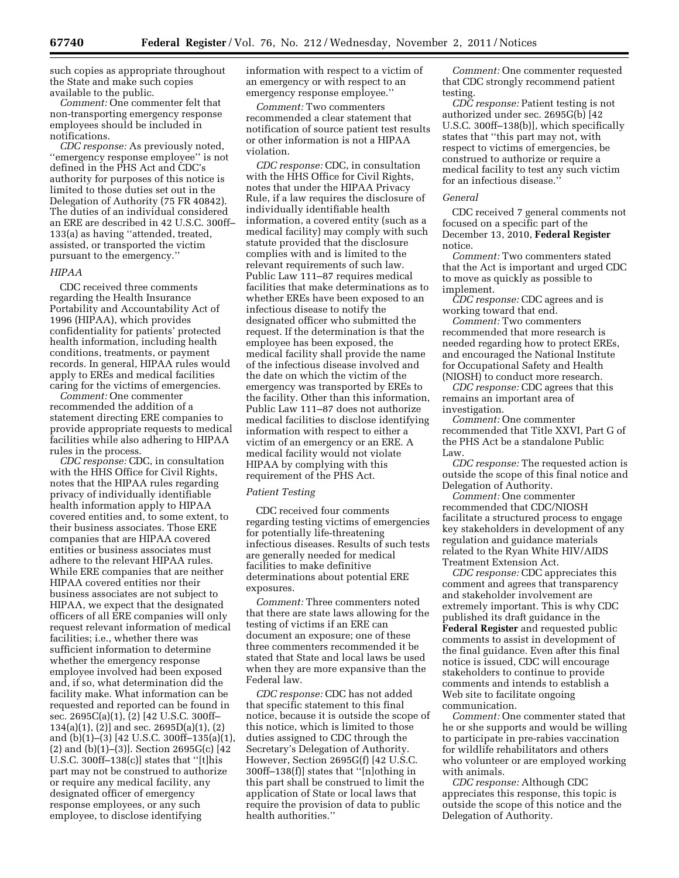such copies as appropriate throughout the State and make such copies available to the public.

*Comment:* One commenter felt that non-transporting emergency response employees should be included in notifications.

*CDC response:* As previously noted, ''emergency response employee'' is not defined in the PHS Act and CDC's authority for purposes of this notice is limited to those duties set out in the Delegation of Authority (75 FR 40842). The duties of an individual considered an ERE are described in 42 U.S.C. 300ff–133(a) as having ''attended, treated, assisted, or transported the victim pursuant to the emergency.''

### *HIPAA*

CDC received three comments regarding the Health Insurance Portability and Accountability Act of 1996 (HIPAA), which provides confidentiality for patients' protected health information, including health conditions, treatments, or payment records. In general, HIPAA rules would apply to EREs and medical facilities caring for the victims of emergencies.

*Comment:* One commenter recommended the addition of a statement directing ERE companies to provide appropriate requests to medical facilities while also adhering to HIPAA rules in the process.

*CDC response:* CDC, in consultation with the HHS Office for Civil Rights, notes that the HIPAA rules regarding privacy of individually identifiable health information apply to HIPAA covered entities and, to some extent, to their business associates. Those ERE companies that are HIPAA covered entities or business associates must adhere to the relevant HIPAA rules. While ERE companies that are neither HIPAA covered entities nor their business associates are not subject to HIPAA, we expect that the designated officers of all ERE companies will only request relevant information of medical facilities; i.e., whether there was sufficient information to determine whether the emergency response employee involved had been exposed and, if so, what determination did the facility make. What information can be requested and reported can be found in sec. 2695C(a)(1), (2) [42 U.S.C. 300ff–134(a)(1), (2)] and sec. 2695D(a)(1), (2) and (b)(1)–(3) [42 U.S.C. 300ff–135(a)(1), (2) and (b)(1)–(3)]. Section 2695G(c) [42 U.S.C. 300ff–138(c)] states that ''[t]his part may not be construed to authorize or require any medical facility, any designated officer of emergency response employees, or any such employee, to disclose identifying information with respect to a victim of an emergency or with respect to an emergency response employee.''

*Comment:* Two commenters recommended a clear statement that notification of source patient test results or other information is not a HIPAA violation.

*CDC response:* CDC, in consultation with the HHS Office for Civil Rights, notes that under the HIPAA Privacy Rule, if a law requires the disclosure of individually identifiable health information, a covered entity (such as a medical facility) may comply with such statute provided that the disclosure complies with and is limited to the relevant requirements of such law. Public Law 111–87 requires medical facilities that make determinations as to whether EREs have been exposed to an infectious disease to notify the designated officer who submitted the request. If the determination is that the employee has been exposed, the medical facility shall provide the name of the infectious disease involved and the date on which the victim of the emergency was transported by EREs to the facility. Other than this information, Public Law 111–87 does not authorize medical facilities to disclose identifying information with respect to either a victim of an emergency or an ERE. A medical facility would not violate HIPAA by complying with this requirement of the PHS Act.

### *Patient Testing*

CDC received four comments regarding testing victims of emergencies for potentially life-threatening infectious diseases. Results of such tests are generally needed for medical facilities to make definitive determinations about potential ERE exposures.

*Comment:* Three commenters noted that there are state laws allowing for the testing of victims if an ERE can document an exposure; one of these three commenters recommended it be stated that State and local laws be used when they are more expansive than the Federal law.

*CDC response:* CDC has not added that specific statement to this final notice, because it is outside the scope of this notice, which is limited to those duties assigned to CDC through the Secretary's Delegation of Authority. However, Section 2695G(f) [42 U.S.C. 300ff–138(f)] states that ''[n]othing in this part shall be construed to limit the application of State or local laws that require the provision of data to public health authorities.''

*Comment:* One commenter requested that CDC strongly recommend patient testing.

*CDC response:* Patient testing is not authorized under sec. 2695G(b) [42 U.S.C. 300ff–138(b)], which specifically states that ''this part may not, with respect to victims of emergencies, be construed to authorize or require a medical facility to test any such victim for an infectious disease.''

### *General*

CDC received 7 general comments not focused on a specific part of the December 13, 2010, **Federal Register** notice.

*Comment:* Two commenters stated that the Act is important and urged CDC to move as quickly as possible to implement.

*CDC response:* CDC agrees and is working toward that end.

*Comment:* Two commenters recommended that more research is needed regarding how to protect EREs, and encouraged the National Institute for Occupational Safety and Health (NIOSH) to conduct more research.

*CDC response:* CDC agrees that this remains an important area of investigation.

*Comment:* One commenter recommended that Title XXVI, Part G of the PHS Act be a standalone Public Law.

*CDC response:* The requested action is outside the scope of this final notice and Delegation of Authority.

*Comment:* One commenter recommended that CDC/NIOSH facilitate a structured process to engage key stakeholders in development of any regulation and guidance materials related to the Ryan White HIV/AIDS Treatment Extension Act.

*CDC response:* CDC appreciates this comment and agrees that transparency and stakeholder involvement are extremely important. This is why CDC published its draft guidance in the **Federal Register** and requested public comments to assist in development of the final guidance. Even after this final notice is issued, CDC will encourage stakeholders to continue to provide comments and intends to establish a Web site to facilitate ongoing communication.

*Comment:* One commenter stated that he or she supports and would be willing to participate in pre-rabies vaccination for wildlife rehabilitators and others who volunteer or are employed working with animals.

*CDC response:* Although CDC appreciates this response, this topic is outside the scope of this notice and the Delegation of Authority.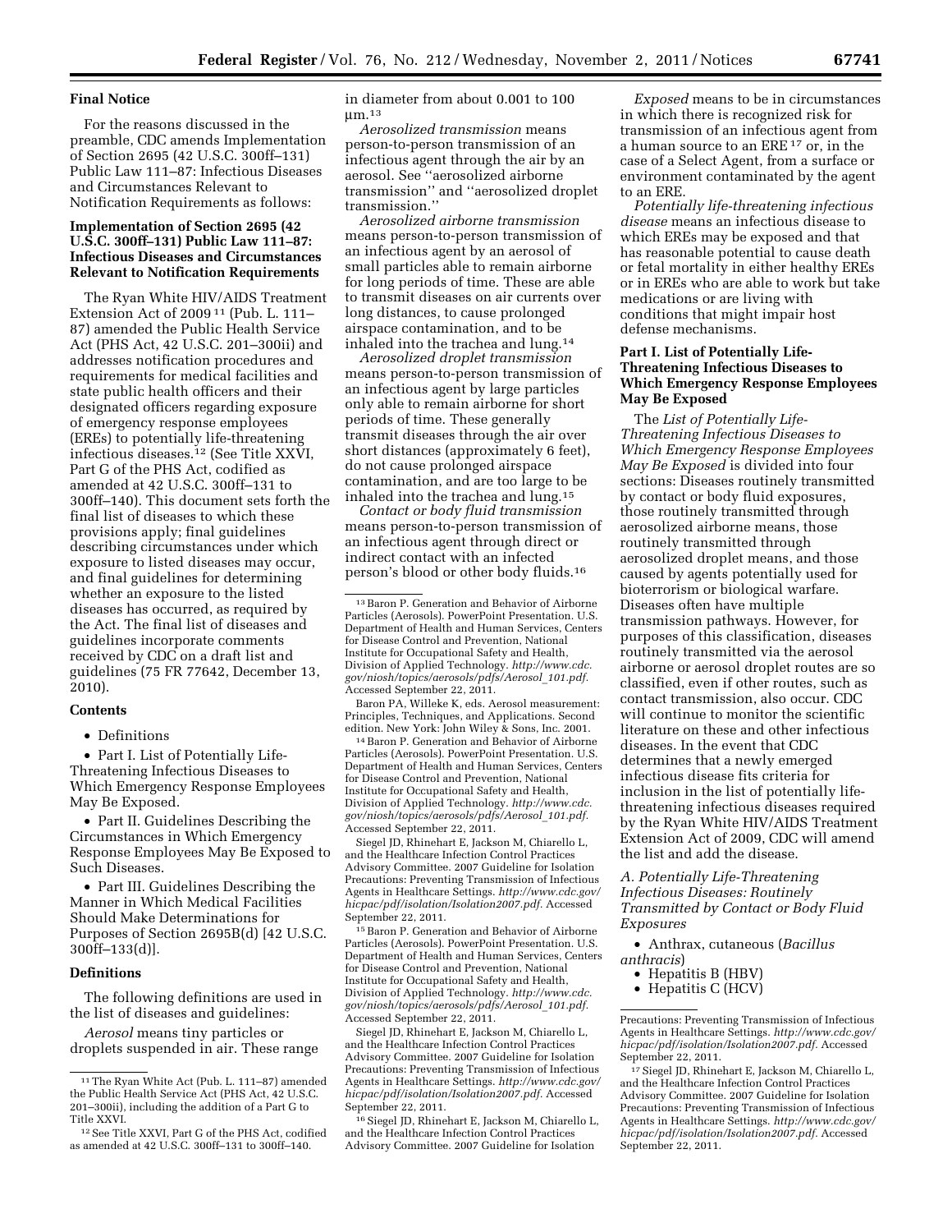## Final Notice

For the reasons discussed in the preamble, CDC amends Implementation of Section 2695 (42 U.S.C. 300ff–131) Public Law 111–87: Infectious Diseases and Circumstances Relevant to Notification Requirements as follows:

### Implementation of Section 2695 (42 U.S.C. 300ff–131) Public Law 111–87: Infectious Diseases and Circumstances Relevant to Notification Requirements

The Ryan White HIV/AIDS Treatment Extension Act of 2009 [11] (Pub. L. 111–87) amended the Public Health Service Act (PHS Act, 42 U.S.C. 201–300ii) and addresses notification procedures and requirements for medical facilities and state public health officers and their designated officers regarding exposure of emergency response employees (EREs) to potentially life-threatening infectious diseases.[12] (See Title XXVI, Part G of the PHS Act, codified as amended at 42 U.S.C. 300ff–131 to 300ff–140). This document sets forth the final list of diseases to which these provisions apply; final guidelines describing circumstances under which exposure to listed diseases may occur, and final guidelines for determining whether an exposure to the listed diseases has occurred, as required by the Act. The final list of diseases and guidelines incorporate comments received by CDC on a draft list and guidelines (75 FR 77642, December 13, 2010).

### Contents

- Definitions
- Part I. List of Potentially Life-Threatening Infectious Diseases to Which Emergency Response Employees May Be Exposed.
- Part II. Guidelines Describing the Circumstances in Which Emergency Response Employees May Be Exposed to Such Diseases.
- Part III. Guidelines Describing the Manner in Which Medical Facilities Should Make Determinations for Purposes of Section 2695B(d) [42 U.S.C. 300ff–133(d)].

### Definitions

The following definitions are used in the list of diseases and guidelines:

*Aerosol* means tiny particles or droplets suspended in air. These range in diameter from about 0.001 to 100 μm.[13]

*Aerosolized transmission* means person-to-person transmission of an infectious agent through the air by an aerosol. See ''aerosolized airborne transmission'' and ''aerosolized droplet transmission.''

*Aerosolized airborne transmission* means person-to-person transmission of an infectious agent by an aerosol of small particles able to remain airborne for long periods of time. These are able to transmit diseases on air currents over long distances, to cause prolonged airspace contamination, and to be inhaled into the trachea and lung.[14]

*Aerosolized droplet transmission* means person-to-person transmission of an infectious agent by large particles only able to remain airborne for short periods of time. These generally transmit diseases through the air over short distances (approximately 6 feet), do not cause prolonged airspace contamination, and are too large to be inhaled into the trachea and lung.[15]

*Contact or body fluid transmission* means person-to-person transmission of an infectious agent through direct or indirect contact with an infected person's blood or other body fluids.[16]

*Exposed* means to be in circumstances in which there is recognized risk for transmission of an infectious agent from a human source to an ERE [17] or, in the case of a Select Agent, from a surface or environment contaminated by the agent to an ERE.

*Potentially life-threatening infectious disease* means an infectious disease to which EREs may be exposed and that has reasonable potential to cause death or fetal mortality in either healthy EREs or in EREs who are able to work but take medications or are living with conditions that might impair host defense mechanisms.

### Part I. List of Potentially Life-Threatening Infectious Diseases to Which Emergency Response Employees May Be Exposed

The *List of Potentially Life-Threatening Infectious Diseases to Which Emergency Response Employees May Be Exposed* is divided into four sections: Diseases routinely transmitted by contact or body fluid exposures, those routinely transmitted through aerosolized airborne means, those routinely transmitted through aerosolized droplet means, and those caused by agents potentially used for bioterrorism or biological warfare. Diseases often have multiple transmission pathways. However, for purposes of this classification, diseases routinely transmitted via the aerosol airborne or aerosol droplet routes are so classified, even if other routes, such as contact transmission, also occur. CDC will continue to monitor the scientific literature on these and other infectious diseases. In the event that CDC determines that a newly emerged infectious disease fits criteria for inclusion in the list of potentially life-threatening infectious diseases required by the Ryan White HIV/AIDS Treatment Extension Act of 2009, CDC will amend the list and add the disease.

*A. Potentially Life-Threatening Infectious Diseases: Routinely Transmitted by Contact or Body Fluid Exposures*

- Anthrax, cutaneous (*Bacillus anthracis*)
- Hepatitis B (HBV)
- Hepatitis C (HCV)

---

[11] The Ryan White Act (Pub. L. 111–87) amended the Public Health Service Act (PHS Act, 42 U.S.C. 201–300ii), including the addition of a Part G to Title XXVI.

[12] See Title XXVI, Part G of the PHS Act, codified as amended at 42 U.S.C. 300ff–131 to 300ff–140.

[13] Baron P. Generation and Behavior of Airborne Particles (Aerosols). PowerPoint Presentation. U.S. Department of Health and Human Services, Centers for Disease Control and Prevention, National Institute for Occupational Safety and Health, Division of Applied Technology. *http://www.cdc.gov/niosh/topics/aerosols/pdfs/Aerosol_101.pdf.* Accessed September 22, 2011.

Baron PA, Willeke K, eds. Aerosol measurement: Principles, Techniques, and Applications. Second edition. New York: John Wiley & Sons, Inc. 2001.

[14] Baron P. Generation and Behavior of Airborne Particles (Aerosols). PowerPoint Presentation. U.S. Department of Health and Human Services, Centers for Disease Control and Prevention, National Institute for Occupational Safety and Health, Division of Applied Technology. *http://www.cdc.gov/niosh/topics/aerosols/pdfs/Aerosol_101.pdf.* Accessed September 22, 2011.

Siegel JD, Rhinehart E, Jackson M, Chiarello L, and the Healthcare Infection Control Practices Advisory Committee. 2007 Guideline for Isolation Precautions: Preventing Transmission of Infectious Agents in Healthcare Settings. *http://www.cdc.gov/hicpac/pdf/isolation/Isolation2007.pdf.* Accessed September 22, 2011.

[15] Baron P. Generation and Behavior of Airborne Particles (Aerosols). PowerPoint Presentation. U.S. Department of Health and Human Services, Centers for Disease Control and Prevention, National Institute for Occupational Safety and Health, Division of Applied Technology. *http://www.cdc.gov/niosh/topics/aerosols/pdfs/Aerosol_101.pdf.* Accessed September 22, 2011.

Siegel JD, Rhinehart E, Jackson M, Chiarello L, and the Healthcare Infection Control Practices Advisory Committee. 2007 Guideline for Isolation Precautions: Preventing Transmission of Infectious Agents in Healthcare Settings. *http://www.cdc.gov/hicpac/pdf/isolation/Isolation2007.pdf.* Accessed September 22, 2011.

[16] Siegel JD, Rhinehart E, Jackson M, Chiarello L, and the Healthcare Infection Control Practices Advisory Committee. 2007 Guideline for Isolation Precautions: Preventing Transmission of Infectious Agents in Healthcare Settings. *http://www.cdc.gov/hicpac/pdf/isolation/Isolation2007.pdf.* Accessed September 22, 2011.

[17] Siegel JD, Rhinehart E, Jackson M, Chiarello L, and the Healthcare Infection Control Practices Advisory Committee. 2007 Guideline for Isolation Precautions: Preventing Transmission of Infectious Agents in Healthcare Settings. *http://www.cdc.gov/hicpac/pdf/isolation/Isolation2007.pdf.* Accessed September 22, 2011.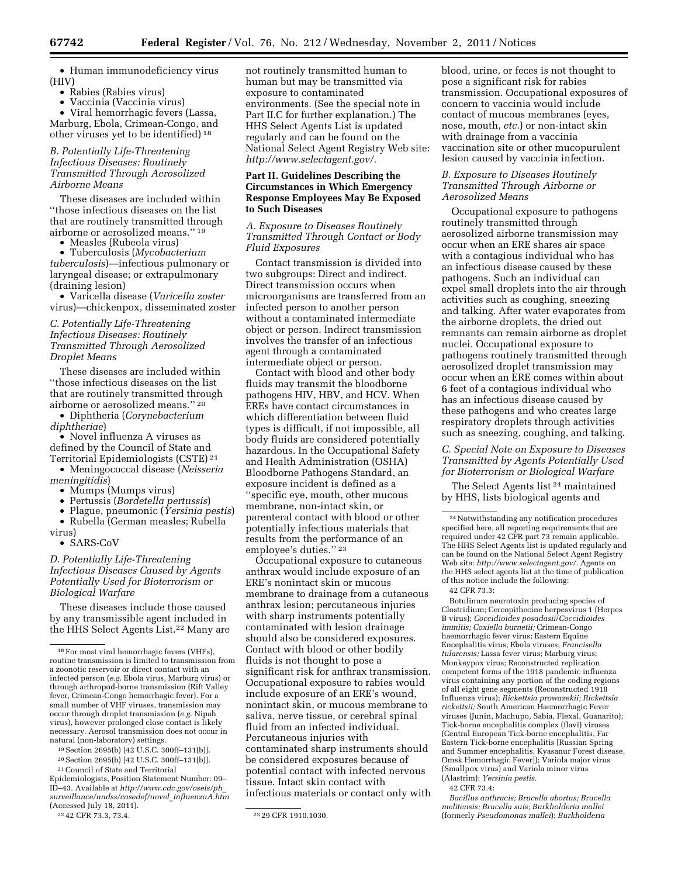- Human immunodeficiency virus (HIV)
- Rabies (Rabies virus)
- Vaccinia (Vaccinia virus)
- Viral hemorrhagic fevers (Lassa, Marburg, Ebola, Crimean-Congo, and other viruses yet to be identified) [18]

### *B. Potentially Life-Threatening Infectious Diseases: Routinely Transmitted Through Aerosolized Airborne Means*

These diseases are included within ''those infectious diseases on the list that are routinely transmitted through airborne or aerosolized means.'' [19]

- Measles (Rubeola virus)
- Tuberculosis (*Mycobacterium tuberculosis*)—infectious pulmonary or laryngeal disease; or extrapulmonary (draining lesion)
- Varicella disease (*Varicella zoster* virus)—chickenpox, disseminated zoster

### *C. Potentially Life-Threatening Infectious Diseases: Routinely Transmitted Through Aerosolized Droplet Means*

These diseases are included within ''those infectious diseases on the list that are routinely transmitted through airborne or aerosolized means.'' [20]

- Diphtheria (*Corynebacterium diphtheriae*)
- Novel influenza A viruses as defined by the Council of State and Territorial Epidemiologists (CSTE) [21]
- Meningococcal disease (*Neisseria meningitidis*)
- Mumps (Mumps virus)
- Pertussis (*Bordetella pertussis*)
- Plague, pneumonic (*Yersinia pestis*)
- Rubella (German measles; Rubella virus)
- SARS-CoV

### *D. Potentially Life-Threatening Infectious Diseases Caused by Agents Potentially Used for Bioterrorism or Biological Warfare*

These diseases include those caused by any transmissible agent included in the HHS Select Agents List.[22] Many are not routinely transmitted human to human but may be transmitted via exposure to contaminated environments. (See the special note in Part II.C for further explanation.) The HHS Select Agents List is updated regularly and can be found on the National Select Agent Registry Web site: *http://www.selectagent.gov/.*

## Part II. Guidelines Describing the Circumstances in Which Emergency Response Employees May Be Exposed to Such Diseases

### *A. Exposure to Diseases Routinely Transmitted Through Contact or Body Fluid Exposures*

Contact transmission is divided into two subgroups: Direct and indirect. Direct transmission occurs when microorganisms are transferred from an infected person to another person without a contaminated intermediate object or person. Indirect transmission involves the transfer of an infectious agent through a contaminated intermediate object or person.

Contact with blood and other body fluids may transmit the bloodborne pathogens HIV, HBV, and HCV. When EREs have contact circumstances in which differentiation between fluid types is difficult, if not impossible, all body fluids are considered potentially hazardous. In the Occupational Safety and Health Administration (OSHA) Bloodborne Pathogens Standard, an exposure incident is defined as a ''specific eye, mouth, other mucous membrane, non-intact skin, or parenteral contact with blood or other potentially infectious materials that results from the performance of an employee's duties.'' [23]

Occupational exposure to cutaneous anthrax would include exposure of an ERE's nonintact skin or mucous membrane to drainage from a cutaneous anthrax lesion; percutaneous injuries with sharp instruments potentially contaminated with lesion drainage should also be considered exposures. Contact with blood or other bodily fluids is not thought to pose a significant risk for anthrax transmission. Occupational exposure to rabies would include exposure of an ERE's wound, nonintact skin, or mucous membrane to saliva, nerve tissue, or cerebral spinal fluid from an infected individual. Percutaneous injuries with contaminated sharp instruments should be considered exposures because of potential contact with infected nervous tissue. Intact skin contact with infectious materials or contact only with blood, urine, or feces is not thought to pose a significant risk for rabies transmission. Occupational exposures of concern to vaccinia would include contact of mucous membranes (eyes, nose, mouth, *etc.*) or non-intact skin with drainage from a vaccinia vaccination site or other mucopurulent lesion caused by vaccinia infection.

### *B. Exposure to Diseases Routinely Transmitted Through Airborne or Aerosolized Means*

Occupational exposure to pathogens routinely transmitted through aerosolized airborne transmission may occur when an ERE shares air space with a contagious individual who has an infectious disease caused by these pathogens. Such an individual can expel small droplets into the air through activities such as coughing, sneezing and talking. After water evaporates from the airborne droplets, the dried out remnants can remain airborne as droplet nuclei. Occupational exposure to pathogens routinely transmitted through aerosolized droplet transmission may occur when an ERE comes within about 6 feet of a contagious individual who has an infectious disease caused by these pathogens and who creates large respiratory droplets through activities such as sneezing, coughing, and talking.

### *C. Special Note on Exposure to Diseases Transmitted by Agents Potentially Used for Bioterrorism or Biological Warfare*

The Select Agents list [24] maintained by HHS, lists biological agents and

---

[18] For most viral hemorrhagic fevers (VHFs), routine transmission is limited to transmission from a zoonotic reservoir or direct contact with an infected person (*e.g.* Ebola virus, Marburg virus) or through arthropod-borne transmission (Rift Valley fever, Crimean-Congo hemorrhagic fever). For a small number of VHF viruses, transmission may occur through droplet transmission (*e.g.* Nipah virus), however prolonged close contact is likely necessary. Aerosol transmission does not occur in natural (non-laboratory) settings.

[19] Section 2695(b) [42 U.S.C. 300ff–131(b)].

[20] Section 2695(b) [42 U.S.C. 300ff–131(b)].

[21] Council of State and Territorial Epidemiologists, Position Statement Number: 09–ID–43. Available at *http://www.cdc.gov/osels/ph_surveillance/nndss/casedef/novel_influenzaA.htm* (Accessed July 18, 2011).

[22] 42 CFR 73.3, 73.4.

[23] 29 CFR 1910.1030.

[24] Notwithstanding any notification procedures specified here, all reporting requirements that are required under 42 CFR part 73 remain applicable. The HHS Select Agents list is updated regularly and can be found on the National Select Agent Registry Web site: *http://www.selectagent.gov/.* Agents on the HHS select agents list at the time of publication of this notice include the following:

42 CFR 73.3:

Botulinum neurotoxin producing species of Clostridium; Cercopithecine herpesvirus 1 (Herpes B virus); *Coccidioides posadasii/Coccidioides immitis; Coxiella burnetii;* Crimean-Congo haemorrhagic fever virus; Eastern Equine Encephalitis virus; Ebola viruses; *Francisella tularensis;* Lassa fever virus; Marburg virus; Monkeypox virus; Reconstructed replication competent forms of the 1918 pandemic influenza virus containing any portion of the coding regions of all eight gene segments (Reconstructed 1918 Influenza virus); *Rickettsia prowazekii; Rickettsia rickettsii;* South American Haemorrhagic Fever viruses (Junin, Machupo, Sabia, Flexal, Guanarito); Tick-borne encephalitis complex (flavi) viruses (Central European Tick-borne encephalitis, Far Eastern Tick-borne encephalitis [Russian Spring and Summer encephalitis, Kyasanur Forest disease, Omsk Hemorrhagic Fever]); Variola major virus (Smallpox virus) and Variola minor virus (Alastrim); *Yersinia pestis.*

42 CFR 73.4:

*Bacillus anthracis; Brucella abortus; Brucella melitensis; Brucella suis; Burkholderia mallei* (formerly *Pseudomonas mallei*); *Burkholderia*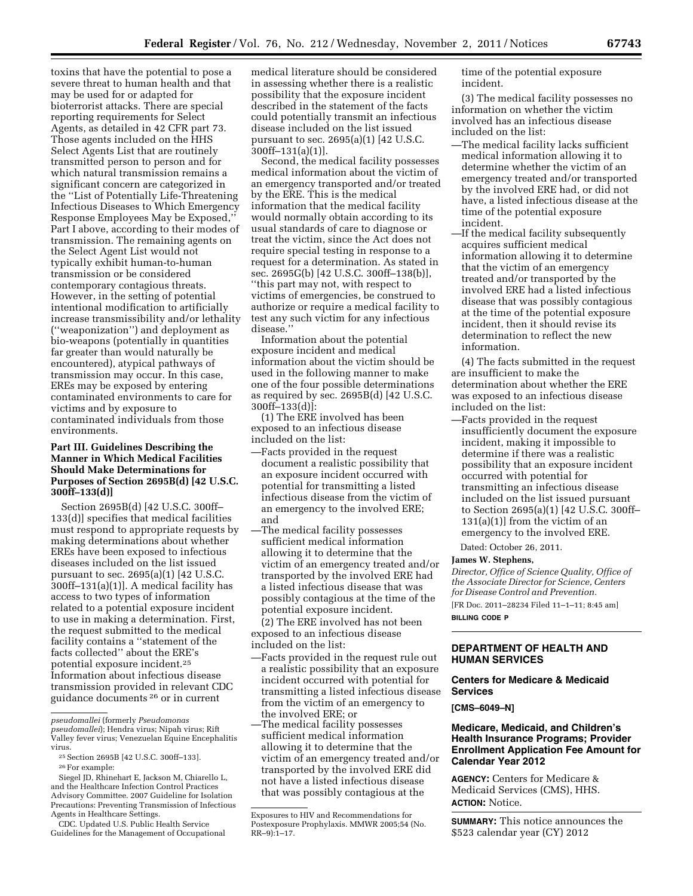toxins that have the potential to pose a severe threat to human health and that may be used for or adapted for bioterrorist attacks. There are special reporting requirements for Select Agents, as detailed in 42 CFR part 73. Those agents included on the HHS Select Agents List that are routinely transmitted person to person and for which natural transmission remains a significant concern are categorized in the ''List of Potentially Life-Threatening Infectious Diseases to Which Emergency Response Employees May be Exposed,'' Part I above, according to their modes of transmission. The remaining agents on the Select Agent List would not typically exhibit human-to-human transmission or be considered contemporary contagious threats. However, in the setting of potential intentional modification to artificially increase transmissibility and/or lethality (''weaponization'') and deployment as bio-weapons (potentially in quantities far greater than would naturally be encountered), atypical pathways of transmission may occur. In this case, EREs may be exposed by entering contaminated environments to care for victims and by exposure to contaminated individuals from those environments.

## Part III. Guidelines Describing the Manner in Which Medical Facilities Should Make Determinations for Purposes of Section 2695B(d) [42 U.S.C. 300ff–133(d)]

Section 2695B(d) [42 U.S.C. 300ff–133(d)] specifies that medical facilities must respond to appropriate requests by making determinations about whether EREs have been exposed to infectious diseases included on the list issued pursuant to sec. 2695(a)(1) [42 U.S.C. 300ff–131(a)(1)]. A medical facility has access to two types of information related to a potential exposure incident to use in making a determination. First, the request submitted to the medical facility contains a ''statement of the facts collected'' about the ERE's potential exposure incident.[25] Information about infectious disease transmission provided in relevant CDC guidance documents [26] or in current medical literature should be considered in assessing whether there is a realistic possibility that the exposure incident described in the statement of the facts could potentially transmit an infectious disease included on the list issued pursuant to sec. 2695(a)(1) [42 U.S.C. 300ff–131(a)(1)].

Second, the medical facility possesses medical information about the victim of an emergency transported and/or treated by the ERE. This is the medical information that the medical facility would normally obtain according to its usual standards of care to diagnose or treat the victim, since the Act does not require special testing in response to a request for a determination. As stated in sec. 2695G(b) [42 U.S.C. 300ff–138(b)], ''this part may not, with respect to victims of emergencies, be construed to authorize or require a medical facility to test any such victim for any infectious disease.''

Information about the potential exposure incident and medical information about the victim should be used in the following manner to make one of the four possible determinations as required by sec. 2695B(d) [42 U.S.C. 300ff–133(d)]:

(1) The ERE involved has been exposed to an infectious disease included on the list:

—Facts provided in the request document a realistic possibility that an exposure incident occurred with potential for transmitting a listed infectious disease from the victim of an emergency to the involved ERE; and

—The medical facility possesses sufficient medical information allowing it to determine that the victim of an emergency treated and/or transported by the involved ERE had a listed infectious disease that was possibly contagious at the time of the potential exposure incident.

(2) The ERE involved has not been exposed to an infectious disease included on the list:

—Facts provided in the request rule out a realistic possibility that an exposure incident occurred with potential for transmitting a listed infectious disease from the victim of an emergency to the involved ERE; or

—The medical facility possesses sufficient medical information allowing it to determine that the victim of an emergency treated and/or transported by the involved ERE did not have a listed infectious disease that was possibly contagious at the time of the potential exposure incident.

(3) The medical facility possesses no information on whether the victim involved has an infectious disease included on the list:

—The medical facility lacks sufficient medical information allowing it to determine whether the victim of an emergency treated and/or transported by the involved ERE had, or did not have, a listed infectious disease at the time of the potential exposure incident.

—If the medical facility subsequently acquires sufficient medical information allowing it to determine that the victim of an emergency treated and/or transported by the involved ERE had a listed infectious disease that was possibly contagious at the time of the potential exposure incident, then it should revise its determination to reflect the new information.

(4) The facts submitted in the request are insufficient to make the determination about whether the ERE was exposed to an infectious disease included on the list:

—Facts provided in the request insufficiently document the exposure incident, making it impossible to determine if there was a realistic possibility that an exposure incident occurred with potential for transmitting an infectious disease included on the list issued pursuant to Section 2695(a)(1) [42 U.S.C. 300ff–131(a)(1)] from the victim of an emergency to the involved ERE.

Dated: October 26, 2011.

**James W. Stephens,**

*Director, Office of Science Quality, Office of the Associate Director for Science, Centers for Disease Control and Prevention.*

[FR Doc. 2011–28234 Filed 11–1–11; 8:45 am]

**BILLING CODE P**

---

*pseudomallei* (formerly *Pseudomonas pseudomallei*); Hendra virus; Nipah virus; Rift Valley fever virus; Venezuelan Equine Encephalitis virus.

[25] Section 2695B [42 U.S.C. 300ff–133].

[26] For example:

Siegel JD, Rhinehart E, Jackson M, Chiarello L, and the Healthcare Infection Control Practices Advisory Committee. 2007 Guideline for Isolation Precautions: Preventing Transmission of Infectious Agents in Healthcare Settings.

CDC. Updated U.S. Public Health Service Guidelines for the Management of Occupational Exposures to HIV and Recommendations for Postexposure Prophylaxis. MMWR 2005;54 (No. RR–9):1–17.

---

# DEPARTMENT OF HEALTH AND HUMAN SERVICES

## Centers for Medicare & Medicaid Services

**[CMS–6049–N]**

## Medicare, Medicaid, and Children's Health Insurance Programs; Provider Enrollment Application Fee Amount for Calendar Year 2012

**AGENCY:** Centers for Medicare & Medicaid Services (CMS), HHS.

**ACTION:** Notice.

**SUMMARY:** This notice announces the $523 calendar year (CY) 2012